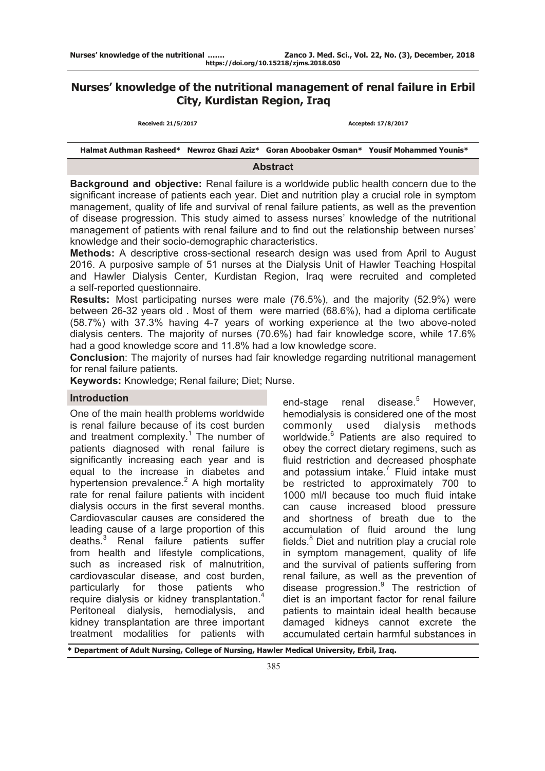# Nurses' knowledge of the nutritional management of renal failure in Erbil City, Kurdistan Region, Iraq

**Received: 21/5/2017** **Accepted: 17/8/2017**

**Halmat Authman Rasheed\* Newroz Ghazi Aziz\* Goran Aboobaker Osman\* Yousif Mohammed Younis\***

## Abstract

**Background and objective:** Renal failure is a worldwide public health concern due to the significant increase of patients each year. Diet and nutrition play a crucial role in symptom management, quality of life and survival of renal failure patients, as well as the prevention of disease progression. This study aimed to assess nurses' knowledge of the nutritional management of patients with renal failure and to find out the relationship between nurses' knowledge and their socio-demographic characteristics.

**Methods:** A descriptive cross-sectional research design was used from April to August 2016. A purposive sample of 51 nurses at the Dialysis Unit of Hawler Teaching Hospital and Hawler Dialysis Center, Kurdistan Region, Iraq were recruited and completed a self-reported questionnaire.

**Results:** Most participating nurses were male (76.5%), and the majority (52.9%) were between 26-32 years old . Most of them were married (68.6%), had a diploma certificate (58.7%) with 37.3% having 4-7 years of working experience at the two above-noted dialysis centers. The majority of nurses (70.6%) had fair knowledge score, while 17.6% had a good knowledge score and 11.8% had a low knowledge score.

**Conclusion**: The majority of nurses had fair knowledge regarding nutritional management for renal failure patients.

**Keywords:** Knowledge; Renal failure; Diet; Nurse.

## Introduction

One of the main health problems worldwide is renal failure because of its cost burden and treatment complexity.[1] The number of patients diagnosed with renal failure is significantly increasing each year and is equal to the increase in diabetes and hypertension prevalence.[2] A high mortality rate for renal failure patients with incident dialysis occurs in the first several months. Cardiovascular causes are considered the leading cause of a large proportion of this deaths.[3] Renal failure patients suffer from health and lifestyle complications, such as increased risk of malnutrition, cardiovascular disease, and cost burden, particularly for those patients who require dialysis or kidney transplantation.[4] Peritoneal dialysis, hemodialysis, and kidney transplantation are three important treatment modalities for patients with end-stage renal disease.[5] However, hemodialysis is considered one of the most commonly used dialysis methods worldwide.[6] Patients are also required to obey the correct dietary regimens, such as fluid restriction and decreased phosphate and potassium intake.[7] Fluid intake must be restricted to approximately 700 to 1000 ml/l because too much fluid intake can cause increased blood pressure and shortness of breath due to the accumulation of fluid around the lung fields.[8] Diet and nutrition play a crucial role in symptom management, quality of life and the survival of patients suffering from renal failure, as well as the prevention of disease progression.[9] The restriction of diet is an important factor for renal failure patients to maintain ideal health because damaged kidneys cannot excrete the accumulated certain harmful substances in

\* Department of Adult Nursing, College of Nursing, Hawler Medical University, Erbil, Iraq.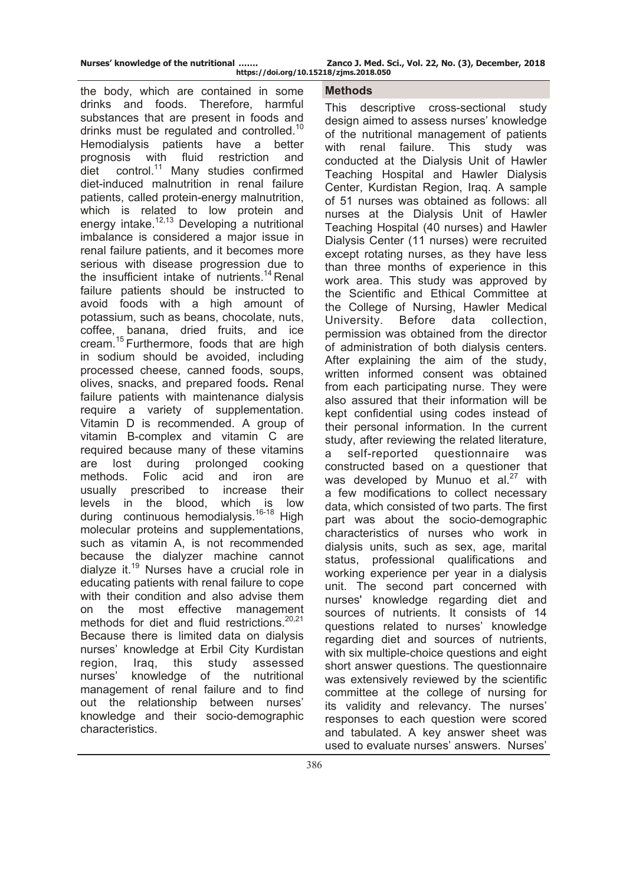the body, which are contained in some drinks and foods. Therefore, harmful substances that are present in foods and drinks must be regulated and controlled.[10] Hemodialysis patients have a better prognosis with fluid restriction and diet control.[11] Many studies confirmed diet-induced malnutrition in renal failure patients, called protein-energy malnutrition, which is related to low protein and energy intake.[12,13] Developing a nutritional imbalance is considered a major issue in renal failure patients, and it becomes more serious with disease progression due to the insufficient intake of nutrients.[14] Renal failure patients should be instructed to avoid foods with a high amount of potassium, such as beans, chocolate, nuts, coffee, banana, dried fruits, and ice cream.[15] Furthermore, foods that are high in sodium should be avoided, including processed cheese, canned foods, soups, olives, snacks, and prepared foods. Renal failure patients with maintenance dialysis require a variety of supplementation. Vitamin D is recommended. A group of vitamin B-complex and vitamin C are required because many of these vitamins are lost during prolonged cooking methods. Folic acid and iron are usually prescribed to increase their levels in the blood, which is low during continuous hemodialysis.[16-18] High molecular proteins and supplementations, such as vitamin A, is not recommended because the dialyzer machine cannot dialyze it.[19] Nurses have a crucial role in educating patients with renal failure to cope with their condition and also advise them on the most effective management methods for diet and fluid restrictions.[20,21] Because there is limited data on dialysis nurses' knowledge at Erbil City Kurdistan region, Iraq, this study assessed nurses' knowledge of the nutritional management of renal failure and to find out the relationship between nurses' knowledge and their socio-demographic characteristics.

## Methods

This descriptive cross-sectional study design aimed to assess nurses' knowledge of the nutritional management of patients with renal failure. This study was conducted at the Dialysis Unit of Hawler Teaching Hospital and Hawler Dialysis Center, Kurdistan Region, Iraq. A sample of 51 nurses was obtained as follows: all nurses at the Dialysis Unit of Hawler Teaching Hospital (40 nurses) and Hawler Dialysis Center (11 nurses) were recruited except rotating nurses, as they have less than three months of experience in this work area. This study was approved by the Scientific and Ethical Committee at the College of Nursing, Hawler Medical University. Before data collection, permission was obtained from the director of administration of both dialysis centers. After explaining the aim of the study, written informed consent was obtained from each participating nurse. They were also assured that their information will be kept confidential using codes instead of their personal information. In the current study, after reviewing the related literature, a self-reported questionnaire was constructed based on a questioner that was developed by Munuo et al.[27] with a few modifications to collect necessary data, which consisted of two parts. The first part was about the socio-demographic characteristics of nurses who work in dialysis units, such as sex, age, marital status, professional qualifications and working experience per year in a dialysis unit. The second part concerned with nurses' knowledge regarding diet and sources of nutrients. It consists of 14 questions related to nurses' knowledge regarding diet and sources of nutrients, with six multiple-choice questions and eight short answer questions. The questionnaire was extensively reviewed by the scientific committee at the college of nursing for its validity and relevancy. The nurses' responses to each question were scored and tabulated. A key answer sheet was used to evaluate nurses' answers. Nurses'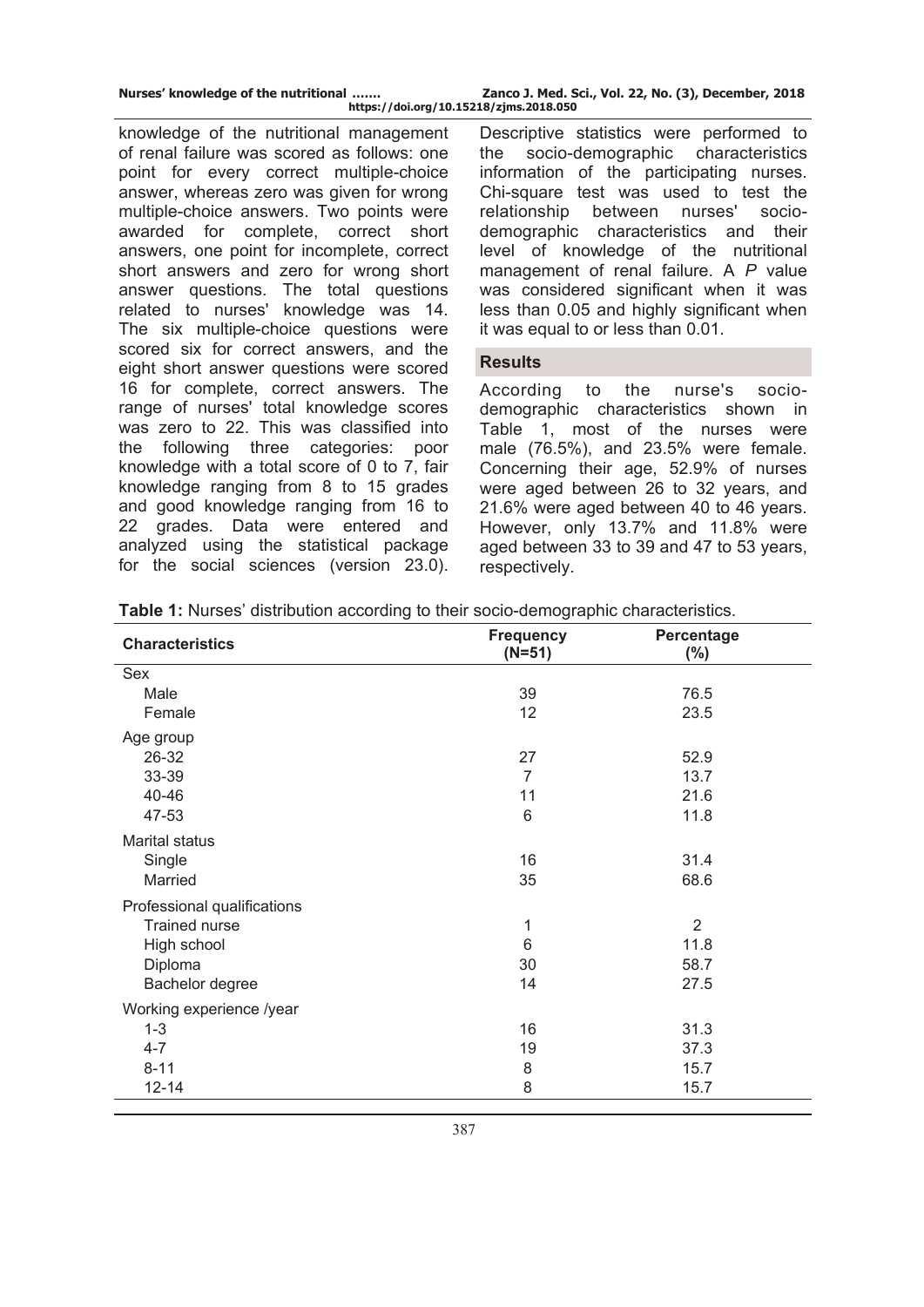knowledge of the nutritional management of renal failure was scored as follows: one point for every correct multiple-choice answer, whereas zero was given for wrong multiple-choice answers. Two points were awarded for complete, correct short answers, one point for incomplete, correct short answers and zero for wrong short answer questions. The total questions related to nurses' knowledge was 14. The six multiple-choice questions were scored six for correct answers, and the eight short answer questions were scored 16 for complete, correct answers. The range of nurses' total knowledge scores was zero to 22. This was classified into the following three categories: poor knowledge with a total score of 0 to 7, fair knowledge ranging from 8 to 15 grades and good knowledge ranging from 16 to 22 grades. Data were entered and analyzed using the statistical package for the social sciences (version 23.0). Descriptive statistics were performed to the socio-demographic characteristics information of the participating nurses. Chi-square test was used to test the relationship between nurses' socio-demographic characteristics and their level of knowledge of the nutritional management of renal failure. A *P* value was considered significant when it was less than 0.05 and highly significant when it was equal to or less than 0.01.

## Results

According to the nurse's socio-demographic characteristics shown in Table 1, most of the nurses were male (76.5%), and 23.5% were female. Concerning their age, 52.9% of nurses were aged between 26 to 32 years, and 21.6% were aged between 40 to 46 years. However, only 13.7% and 11.8% were aged between 33 to 39 and 47 to 53 years, respectively.

**Table 1:** Nurses' distribution according to their socio-demographic characteristics.

| Characteristics | Frequency (N=51) | Percentage (%) |
|---|---|---|
| Sex | | |
| Male | 39 | 76.5 |
| Female | 12 | 23.5 |
| Age group | | |
| 26-32 | 27 | 52.9 |
| 33-39 | 7 | 13.7 |
| 40-46 | 11 | 21.6 |
| 47-53 | 6 | 11.8 |
| Marital status | | |
| Single | 16 | 31.4 |
| Married | 35 | 68.6 |
| Professional qualifications | | |
| Trained nurse | 1 | 2 |
| High school | 6 | 11.8 |
| Diploma | 30 | 58.7 |
| Bachelor degree | 14 | 27.5 |
| Working experience /year | | |
| 1-3 | 16 | 31.3 |
| 4-7 | 19 | 37.3 |
| 8-11 | 8 | 15.7 |
| 12-14 | 8 | 15.7 |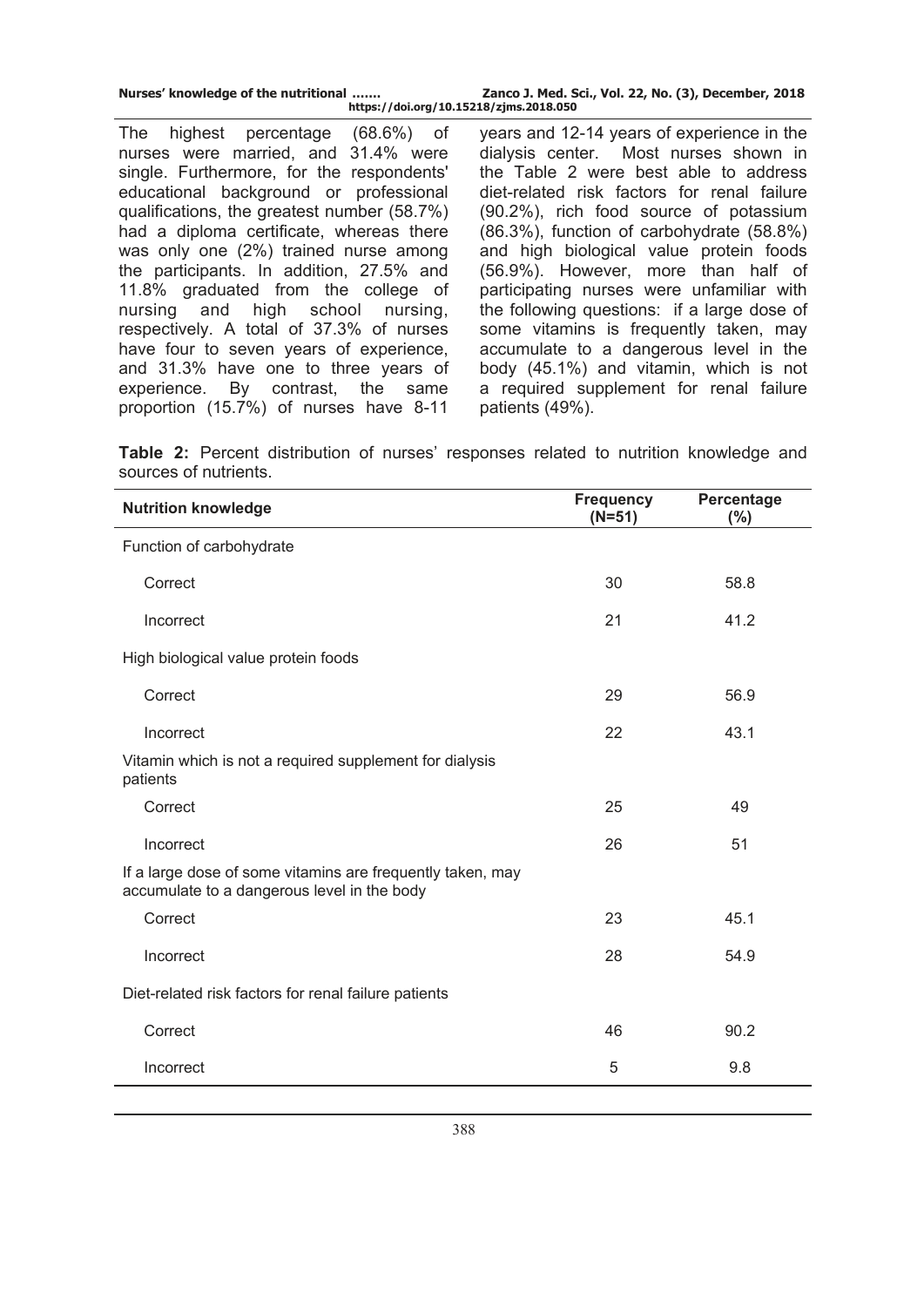The highest percentage (68.6%) of nurses were married, and 31.4% were single. Furthermore, for the respondents' educational background or professional qualifications, the greatest number (58.7%) had a diploma certificate, whereas there was only one (2%) trained nurse among the participants. In addition, 27.5% and 11.8% graduated from the college of nursing and high school nursing, respectively. A total of 37.3% of nurses have four to seven years of experience, and 31.3% have one to three years of experience. By contrast, the same proportion (15.7%) of nurses have 8-11 years and 12-14 years of experience in the dialysis center. Most nurses shown in the Table 2 were best able to address diet-related risk factors for renal failure (90.2%), rich food source of potassium (86.3%), function of carbohydrate (58.8%) and high biological value protein foods (56.9%). However, more than half of participating nurses were unfamiliar with the following questions: if a large dose of some vitamins is frequently taken, may accumulate to a dangerous level in the body (45.1%) and vitamin, which is not a required supplement for renal failure patients (49%).

**Table 2:** Percent distribution of nurses' responses related to nutrition knowledge and sources of nutrients.

| Nutrition knowledge | Frequency (N=51) | Percentage (%) |
|---|---|---|
| Function of carbohydrate | | |
| Correct | 30 | 58.8 |
| Incorrect | 21 | 41.2 |
| High biological value protein foods | | |
| Correct | 29 | 56.9 |
| Incorrect | 22 | 43.1 |
| Vitamin which is not a required supplement for dialysis patients | | |
| Correct | 25 | 49 |
| Incorrect | 26 | 51 |
| If a large dose of some vitamins are frequently taken, may accumulate to a dangerous level in the body | | |
| Correct | 23 | 45.1 |
| Incorrect | 28 | 54.9 |
| Diet-related risk factors for renal failure patients | | |
| Correct | 46 | 90.2 |
| Incorrect | 5 | 9.8 |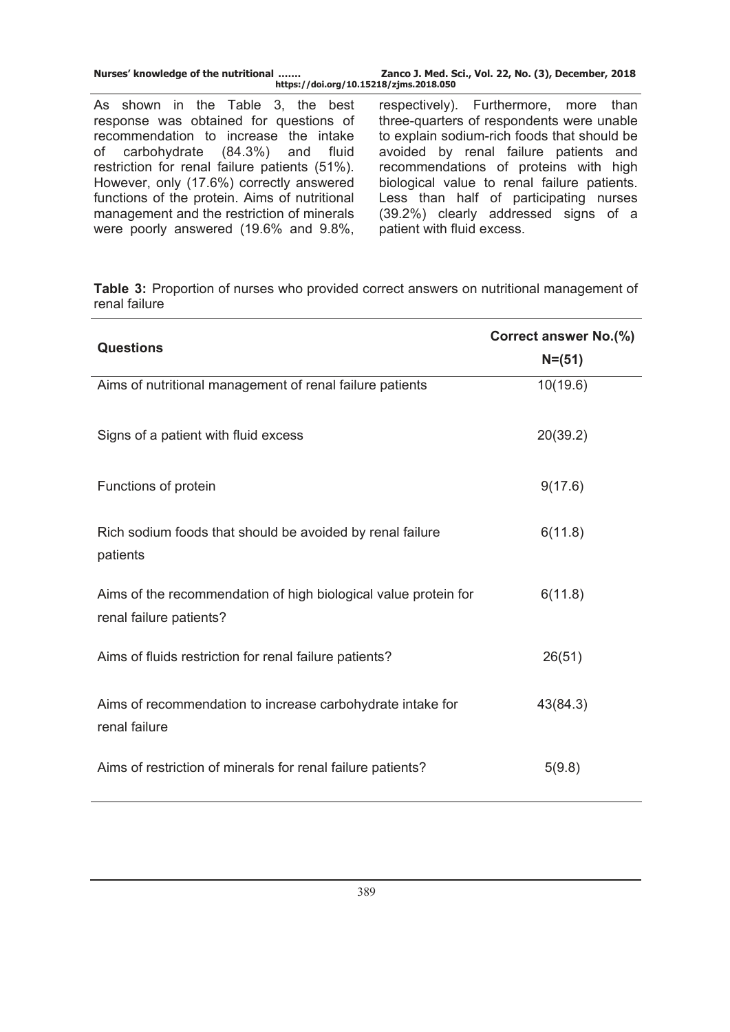As shown in the Table 3, the best response was obtained for questions of recommendation to increase the intake of carbohydrate (84.3%) and fluid restriction for renal failure patients (51%). However, only (17.6%) correctly answered functions of the protein. Aims of nutritional management and the restriction of minerals were poorly answered (19.6% and 9.8%, respectively). Furthermore, more than three-quarters of respondents were unable to explain sodium-rich foods that should be avoided by renal failure patients and recommendations of proteins with high biological value to renal failure patients. Less than half of participating nurses (39.2%) clearly addressed signs of a patient with fluid excess.

**Table 3:** Proportion of nurses who provided correct answers on nutritional management of renal failure

| Questions | Correct answer No.(%) N=(51) |
|---|---|
| Aims of nutritional management of renal failure patients | 10(19.6) |
| Signs of a patient with fluid excess | 20(39.2) |
| Functions of protein | 9(17.6) |
| Rich sodium foods that should be avoided by renal failure patients | 6(11.8) |
| Aims of the recommendation of high biological value protein for renal failure patients? | 6(11.8) |
| Aims of fluids restriction for renal failure patients? | 26(51) |
| Aims of recommendation to increase carbohydrate intake for renal failure | 43(84.3) |
| Aims of restriction of minerals for renal failure patients? | 5(9.8) |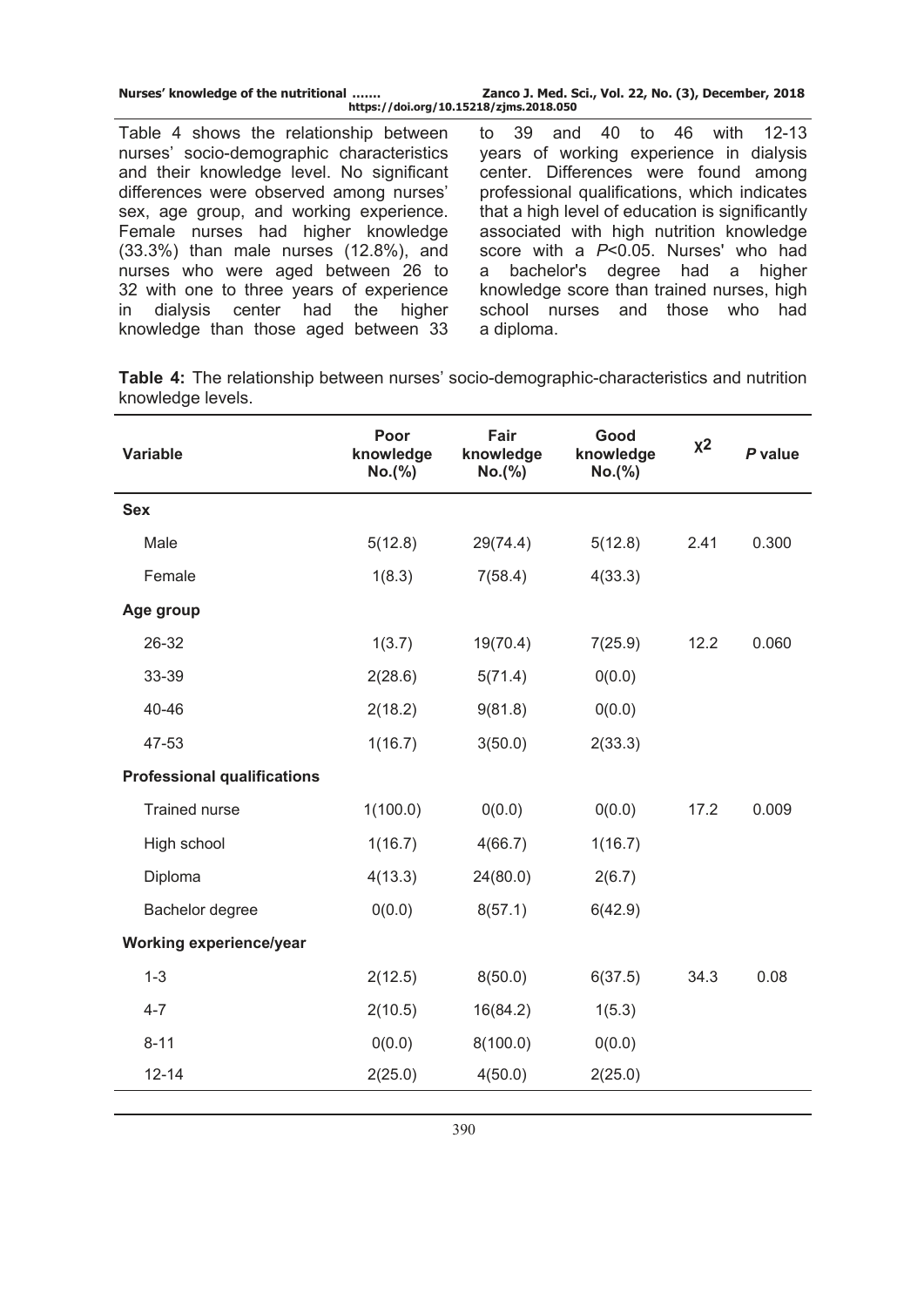Table 4 shows the relationship between nurses' socio-demographic characteristics and their knowledge level. No significant differences were observed among nurses' sex, age group, and working experience. Female nurses had higher knowledge (33.3%) than male nurses (12.8%), and nurses who were aged between 26 to 32 with one to three years of experience in dialysis center had the higher knowledge than those aged between 33 to 39 and 40 to 46 with 12-13 years of working experience in dialysis center. Differences were found among professional qualifications, which indicates that a high level of education is significantly associated with high nutrition knowledge score with a $P<0.05$. Nurses' who had a bachelor's degree had a higher knowledge score than trained nurses, high school nurses and those who had a diploma.

**Table 4:** The relationship between nurses' socio-demographic-characteristics and nutrition knowledge levels.

| Variable | Poor knowledge No.(%) | Fair knowledge No.(%) | Good knowledge No.(%) | $\chi^2$ | *P* value |
|---|---|---|---|---|---|
| **Sex** | | | | | |
| Male | 5(12.8) | 29(74.4) | 5(12.8) | 2.41 | 0.300 |
| Female | 1(8.3) | 7(58.4) | 4(33.3) | | |
| **Age group** | | | | | |
| 26-32 | 1(3.7) | 19(70.4) | 7(25.9) | 12.2 | 0.060 |
| 33-39 | 2(28.6) | 5(71.4) | 0(0.0) | | |
| 40-46 | 2(18.2) | 9(81.8) | 0(0.0) | | |
| 47-53 | 1(16.7) | 3(50.0) | 2(33.3) | | |
| **Professional qualifications** | | | | | |
| Trained nurse | 1(100.0) | 0(0.0) | 0(0.0) | 17.2 | 0.009 |
| High school | 1(16.7) | 4(66.7) | 1(16.7) | | |
| Diploma | 4(13.3) | 24(80.0) | 2(6.7) | | |
| Bachelor degree | 0(0.0) | 8(57.1) | 6(42.9) | | |
| **Working experience/year** | | | | | |
| 1-3 | 2(12.5) | 8(50.0) | 6(37.5) | 34.3 | 0.08 |
| 4-7 | 2(10.5) | 16(84.2) | 1(5.3) | | |
| 8-11 | 0(0.0) | 8(100.0) | 0(0.0) | | |
| 12-14 | 2(25.0) | 4(50.0) | 2(25.0) | | |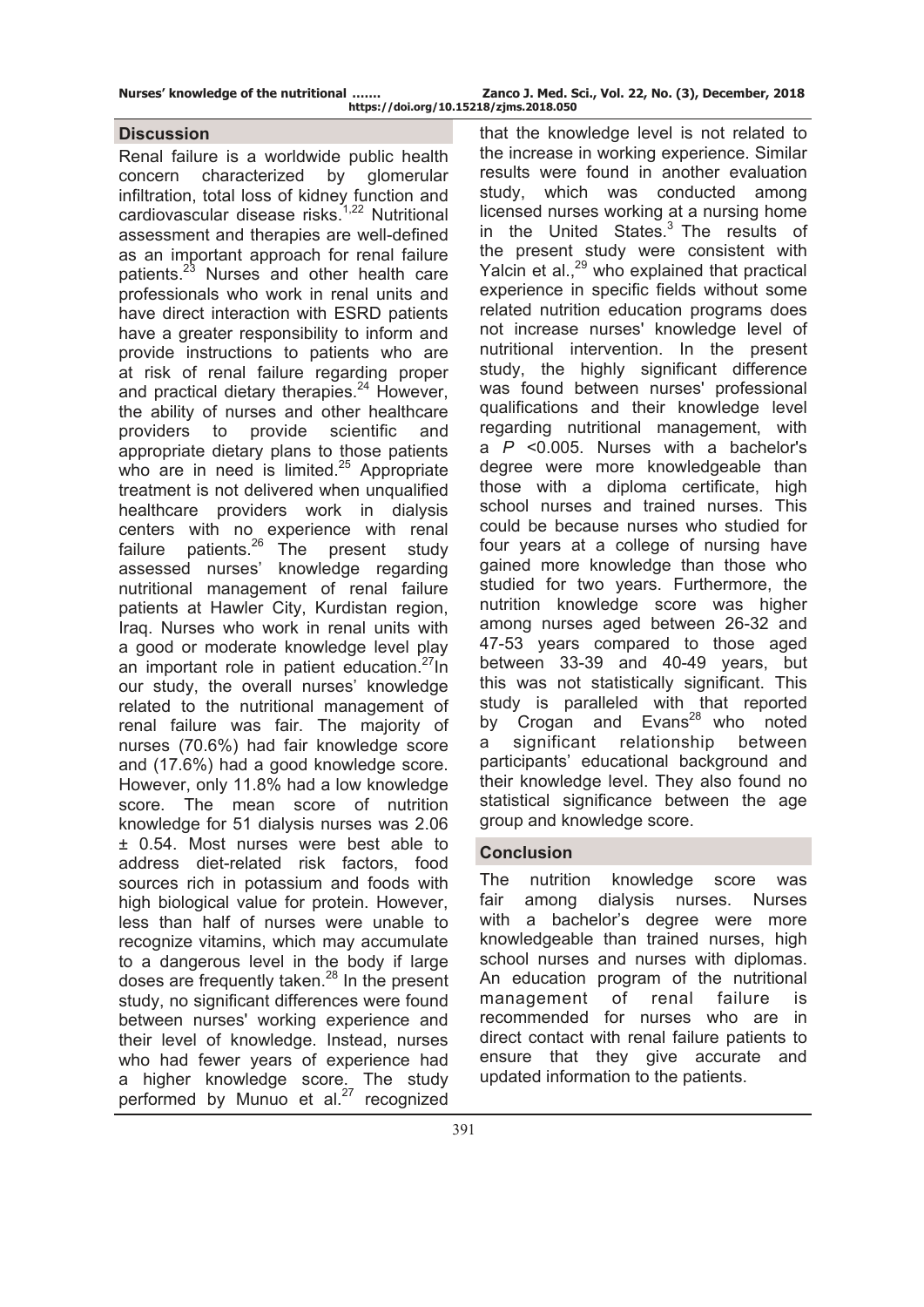## Discussion

Renal failure is a worldwide public health concern characterized by glomerular infiltration, total loss of kidney function and cardiovascular disease risks.[1,22] Nutritional assessment and therapies are well-defined as an important approach for renal failure patients.[23] Nurses and other health care professionals who work in renal units and have direct interaction with ESRD patients have a greater responsibility to inform and provide instructions to patients who are at risk of renal failure regarding proper and practical dietary therapies.[24] However, the ability of nurses and other healthcare providers to provide scientific and appropriate dietary plans to those patients who are in need is limited.[25] Appropriate treatment is not delivered when unqualified healthcare providers work in dialysis centers with no experience with renal failure patients.[26] The present study assessed nurses' knowledge regarding nutritional management of renal failure patients at Hawler City, Kurdistan region, Iraq. Nurses who work in renal units with a good or moderate knowledge level play an important role in patient education.[27]In our study, the overall nurses' knowledge related to the nutritional management of renal failure was fair. The majority of nurses (70.6%) had fair knowledge score and (17.6%) had a good knowledge score. However, only 11.8% had a low knowledge score. The mean score of nutrition knowledge for 51 dialysis nurses was 2.06 ± 0.54. Most nurses were best able to address diet-related risk factors, food sources rich in potassium and foods with high biological value for protein. However, less than half of nurses were unable to recognize vitamins, which may accumulate to a dangerous level in the body if large doses are frequently taken.[28] In the present study, no significant differences were found between nurses' working experience and their level of knowledge. Instead, nurses who had fewer years of experience had a higher knowledge score. The study performed by Munuo et al.[27] recognized that the knowledge level is not related to the increase in working experience. Similar results were found in another evaluation study, which was conducted among licensed nurses working at a nursing home in the United States.[3] The results of the present study were consistent with Yalcin et al.,[29] who explained that practical experience in specific fields without some related nutrition education programs does not increase nurses' knowledge level of nutritional intervention. In the present study, the highly significant difference was found between nurses' professional qualifications and their knowledge level regarding nutritional management, with a $P$ <0.005. Nurses with a bachelor's degree were more knowledgeable than those with a diploma certificate, high school nurses and trained nurses. This could be because nurses who studied for four years at a college of nursing have gained more knowledge than those who studied for two years. Furthermore, the nutrition knowledge score was higher among nurses aged between 26-32 and 47-53 years compared to those aged between 33-39 and 40-49 years, but this was not statistically significant. This study is paralleled with that reported by Crogan and Evans[28] who noted a significant relationship between participants' educational background and their knowledge level. They also found no statistical significance between the age group and knowledge score.

## Conclusion

The nutrition knowledge score was fair among dialysis nurses. Nurses with a bachelor's degree were more knowledgeable than trained nurses, high school nurses and nurses with diplomas. An education program of the nutritional management of renal failure is recommended for nurses who are in direct contact with renal failure patients to ensure that they give accurate and updated information to the patients.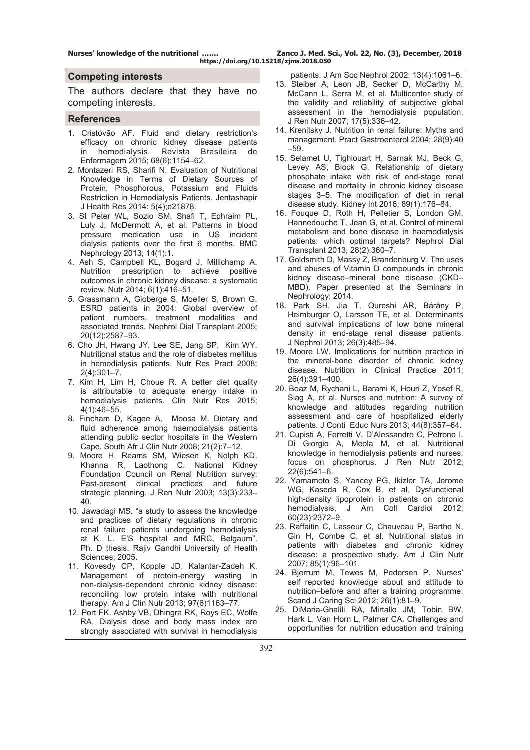## Competing interests

The authors declare that they have no competing interests.

## References

1. Cristóvão AF. Fluid and dietary restriction's efficacy on chronic kidney disease patients in hemodialysis. Revista Brasileira de Enfermagem 2015; 68(6):1154–62.
2. Montazeri RS, Sharifi N. Evaluation of Nutritional Knowledge in Terms of Dietary Sources of Protein, Phosphorous, Potassium and Fluids Restriction in Hemodialysis Patients. Jentashapir J Health Res 2014: 5(4);e21878.
3. St Peter WL, Sozio SM, Shafi T, Ephraim PL, Luly J, McDermott A, et al. Patterns in blood pressure medication use in US incident dialysis patients over the first 6 months. BMC Nephrology 2013; 14(1):1.
4. Ash S, Campbell KL, Bogard J, Millichamp A. Nutrition prescription to achieve positive outcomes in chronic kidney disease: a systematic review. Nutr 2014; 6(1):416–51.
5. Grassmann A, Gioberge S, Moeller S, Brown G. ESRD patients in 2004: Global overview of patient numbers, treatment modalities and associated trends. Nephrol Dial Transplant 2005; 20(12):2587–93.
6. Cho JH, Hwang JY, Lee SE, Jang SP, Kim WY. Nutritional status and the role of diabetes mellitus in hemodialysis patients. Nutr Res Pract 2008; 2(4):301–7.
7. Kim H, Lim H, Choue R. A better diet quality is attributable to adequate energy intake in hemodialysis patients. Clin Nutr Res 2015; 4(1):46–55.
8. Fincham D, Kagee A, Moosa M. Dietary and fluid adherence among haemodialysis patients attending public sector hospitals in the Western Cape. South Afr J Clin Nutr 2008; 21(2):7–12.
9. Moore H, Reams SM, Wiesen K, Nolph KD, Khanna R, Laothong C. National Kidney Foundation Council on Renal Nutrition survey: Past-present clinical practices and future strategic planning. J Ren Nutr 2003; 13(3):233–40.
10. Jawadagi MS. "a study to assess the knowledge and practices of dietary regulations in chronic renal failure patients undergoing hemodialysis at K. L. E'S hospital and MRC, Belgaum". Ph. D thesis. Rajiv Gandhi University of Health Sciences; 2005.
11. Kovesdy CP, Kopple JD, Kalantar-Zadeh K. Management of protein-energy wasting in non-dialysis-dependent chronic kidney disease: reconciling low protein intake with nutritional therapy. Am J Clin Nutr 2013; 97(6)1163–77.
12. Port FK, Ashby VB, Dhingra RK, Roys EC, Wolfe RA. Dialysis dose and body mass index are strongly associated with survival in hemodialysis patients. J Am Soc Nephrol 2002; 13(4):1061–6.
13. Steiber A, Leon JB, Secker D, McCarthy M, McCann L, Serra M, et al. Multicenter study of the validity and reliability of subjective global assessment in the hemodialysis population. J Ren Nutr 2007; 17(5):336–42.
14. Krenitsky J. Nutrition in renal failure: Myths and management. Pract Gastroenterol 2004; 28(9):40–59.
15. Selamet U, Tighiouart H, Sarnak MJ, Beck G, Levey AS, Block G. Relationship of dietary phosphate intake with risk of end-stage renal disease and mortality in chronic kidney disease stages 3–5: The modification of diet in renal disease study. Kidney Int 2016; 89(1):176–84.
16. Fouque D, Roth H, Pelletier S, London GM, Hannedouche T, Jean G, et al. Control of mineral metabolism and bone disease in haemodialysis patients: which optimal targets? Nephrol Dial Transplant 2013; 28(2):360–7.
17. Goldsmith D, Massy Z, Brandenburg V. The uses and abuses of Vitamin D compounds in chronic kidney disease–mineral bone disease (CKD–MBD). Paper presented at the Seminars in Nephrology; 2014.
18. Park SH, Jia T, Qureshi AR, Bárány P, Heimburger O, Larsson TE, et al. Determinants and survival implications of low bone mineral density in end-stage renal disease patients. J Nephrol 2013; 26(3):485–94.
19. Moore LW. Implications for nutrition practice in the mineral-bone disorder of chronic kidney disease. Nutrition in Clinical Practice 2011; 26(4):391–400.
20. Boaz M, Rychani L, Barami K, Houri Z, Yosef R, Siag A, et al. Nurses and nutrition: A survey of knowledge and attitudes regarding nutrition assessment and care of hospitalized elderly patients. J Conti Educ Nurs 2013; 44(8):357–64.
21. Cupisti A, Ferretti V, D'Alessandro C, Petrone I, Di Giorgio A, Meola M, et al. Nutritional knowledge in hemodialysis patients and nurses: focus on phosphorus. J Ren Nutr 2012; 22(6):541–6.
22. Yamamoto S, Yancey PG, Ikizler TA, Jerome WG, Kaseda R, Cox B, et al. Dysfunctional high-density lipoprotein in patients on chronic hemodialysis. J Am Coll Cardiol 2012; 60(23):2372–9.
23. Raffaitin C, Lasseur C, Chauveau P, Barthe N, Gin H, Combe C, et al. Nutritional status in patients with diabetes and chronic kidney disease: a prospective study. Am J Clin Nutr 2007; 85(1):96–101.
24. Bjerrum M, Tewes M, Pedersen P. Nurses' self reported knowledge about and attitude to nutrition–before and after a training programme. Scand J Caring Sci 2012; 26(1):81–9.
25. DiMaria-Ghalili RA, Mirtallo JM, Tobin BW, Hark L, Van Horn L, Palmer CA. Challenges and opportunities for nutrition education and training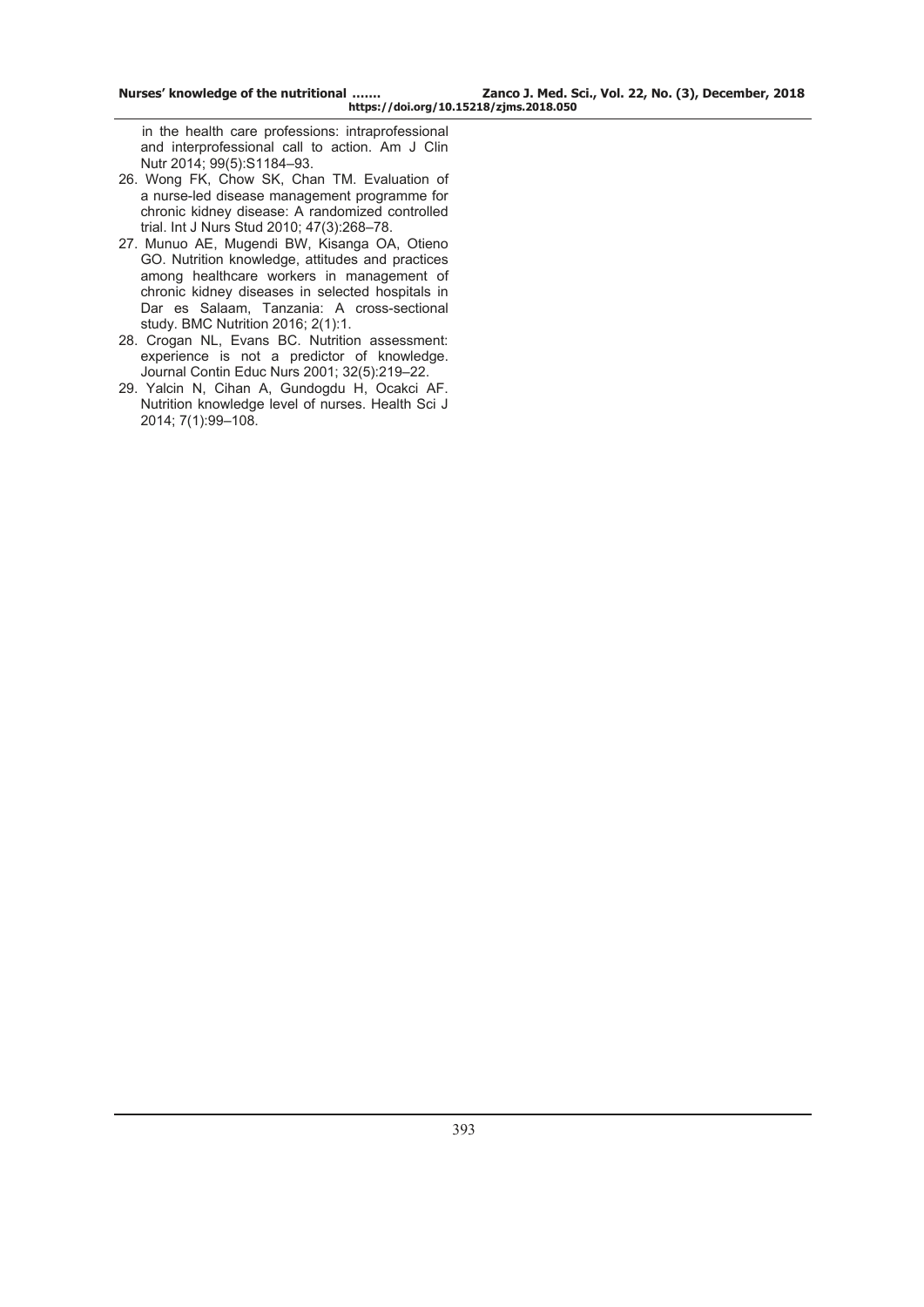in the health care professions: intraprofessional and interprofessional call to action. Am J Clin Nutr 2014; 99(5):S1184–93.

26. Wong FK, Chow SK, Chan TM. Evaluation of a nurse-led disease management programme for chronic kidney disease: A randomized controlled trial. Int J Nurs Stud 2010; 47(3):268–78.
27. Munuo AE, Mugendi BW, Kisanga OA, Otieno GO. Nutrition knowledge, attitudes and practices among healthcare workers in management of chronic kidney diseases in selected hospitals in Dar es Salaam, Tanzania: A cross-sectional study. BMC Nutrition 2016; 2(1):1.
28. Crogan NL, Evans BC. Nutrition assessment: experience is not a predictor of knowledge. Journal Contin Educ Nurs 2001; 32(5):219–22.
29. Yalcin N, Cihan A, Gundogdu H, Ocakci AF. Nutrition knowledge level of nurses. Health Sci J 2014; 7(1):99–108.